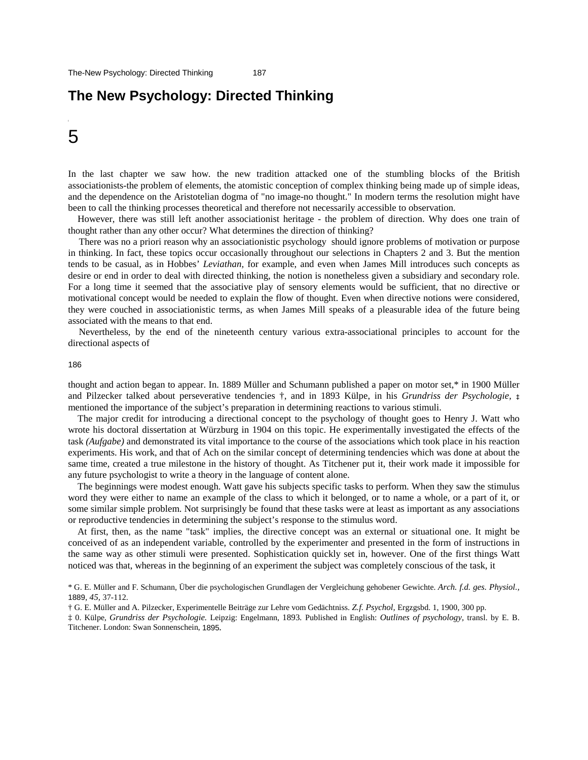# The New Psychology: Directed Thinking

# 5

In the last chapter we saw how. the new tradition attacked one of the stumbling blocks of the British associationists-the problem of elements, the atomistic conception of complex thinking being made up of simple ideas, and the dependence on the Aristotelian dogma of "no image-no thought." In modern terms the resolution might have been to call the thinking processes theoretical and therefore not necessarily accessible to observation.

However, there was still left another associationist heritage - the problem of direction. Why does one train of thought rather than any other occur? What determines the direction of thinking?

There was no a priori reason why an associationistic psychology should ignore problems of motivation or purpose in thinking. In fact, these topics occur occasionally throughout our selections in Chapters 2 and 3. But the mention tends to be casual, as in Hobbes' *Leviathan,* for example, and even when James Mill introduces such concepts as desire or end in order to deal with directed thinking, the notion is nonetheless given a subsidiary and secondary role. For a long time it seemed that the associative play of sensory elements would be sufficient, that no directive or motivational concept would be needed to explain the flow of thought. Even when directive notions were considered, they were couched in associationistic terms, as when James Mill speaks of a pleasurable idea of the future being associated with the means to that end.

Nevertheless, by the end of the nineteenth century various extra-associational principles to account for the directional aspects of thought and action began to appear. In. 1889 Müller and Schumann published a paper on motor set,* in 1900 Müller and Pilzecker talked about perseverative tendencies †, and in 1893 Külpe, in his *Grundriss der Psychologie,* ‡ mentioned the importance of the subject's preparation in determining reactions to various stimuli.

The major credit for introducing a directional concept to the psychology of thought goes to Henry J. Watt who wrote his doctoral dissertation at Würzburg in 1904 on this topic. He experimentally investigated the effects of the task *(Aufgabe)* and demonstrated its vital importance to the course of the associations which took place in his reaction experiments. His work, and that of Ach on the similar concept of determining tendencies which was done at about the same time, created a true milestone in the history of thought. As Titchener put it, their work made it impossible for any future psychologist to write a theory in the language of content alone.

The beginnings were modest enough. Watt gave his subjects specific tasks to perform. When they saw the stimulus word they were either to name an example of the class to which it belonged, or to name a whole, or a part of it, or some similar simple problem. Not surprisingly be found that these tasks were at least as important as any associations or reproductive tendencies in determining the subject's response to the stimulus word.

At first, then, as the name "task" implies, the directive concept was an external or situational one. It might be conceived of as an independent variable, controlled by the experimenter and presented in the form of instructions in the same way as other stimuli were presented. Sophistication quickly set in, however. One of the first things Watt noticed was that, whereas in the beginning of an experiment the subject was completely conscious of the task, it

\* G. E. Müller and F. Schumann, Über die psychologischen Grundlagen der Vergleichung gehobener Gewichte. *Arch. f.d. ges. Physiol.,* 1889, *45,* 37-112.

† G. E. Müller and A. Pilzecker, Experimentelle Beiträge zur Lehre vom Gedächtniss. *Z.f. Psychol,* Ergzgsbd. 1, 1900, 300 pp.

‡ 0. Külpe, *Grundriss der Psychologie.* Leipzig: Engelmann, 1893. Published in English: *Outlines of psychology,* transl. by E. B. Titchener. London: Swan Sonnenschein, 1895.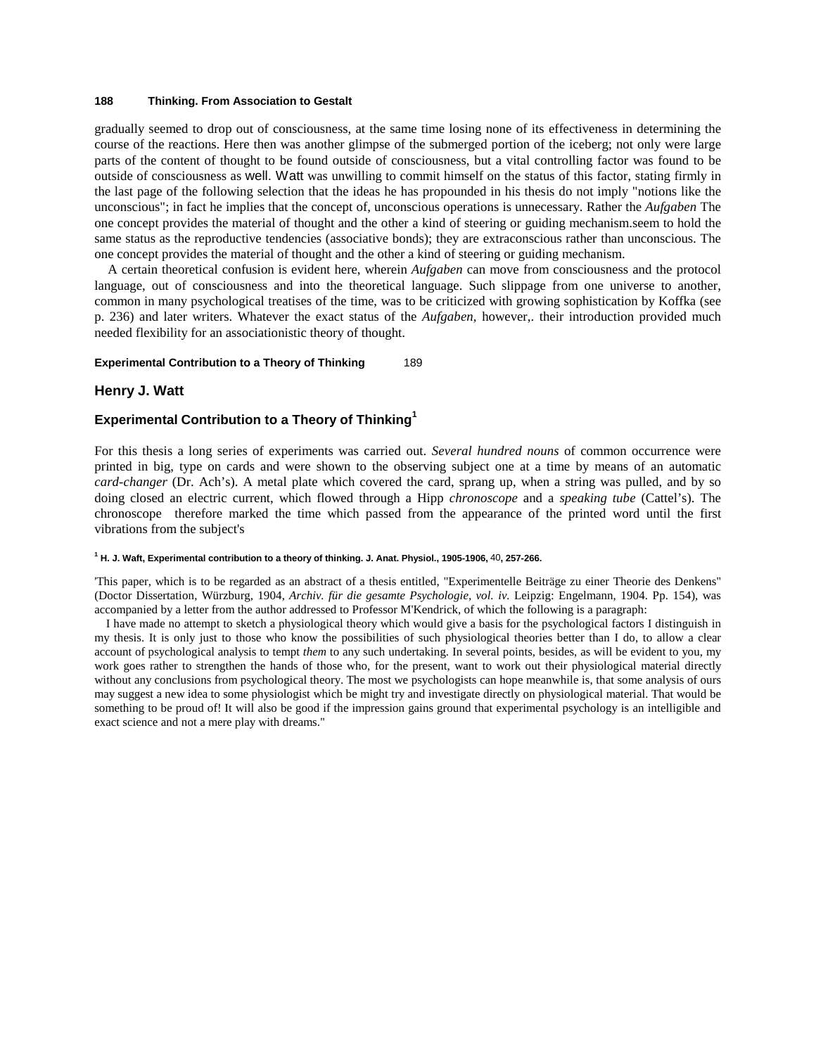gradually seemed to drop out of consciousness, at the same time losing none of its effectiveness in determining the course of the reactions. Here then was another glimpse of the submerged portion of the iceberg; not only were large parts of the content of thought to be found outside of consciousness, but a vital controlling factor was found to be outside of consciousness as well. Watt was unwilling to commit himself on the status of this factor, stating firmly in the last page of the following selection that the ideas he has propounded in his thesis do not imply "notions like the unconscious"; in fact he implies that the concept of, unconscious operations is unnecessary. Rather the *Aufgaben* The one concept provides the material of thought and the other a kind of steering or guiding mechanism.seem to hold the same status as the reproductive tendencies (associative bonds); they are extraconscious rather than unconscious. The one concept provides the material of thought and the other a kind of steering or guiding mechanism.

A certain theoretical confusion is evident here, wherein *Aufgaben* can move from consciousness and the protocol language, out of consciousness and into the theoretical language. Such slippage from one universe to another, common in many psychological treatises of the time, was to be criticized with growing sophistication by Koffka (see p. 236) and later writers. Whatever the exact status of the *Aufgaben*, however,. their introduction provided much needed flexibility for an associationistic theory of thought.

## Henry J. Watt

## Experimental Contribution to a Theory of Thinking[1]

For this thesis a long series of experiments was carried out. *Several hundred nouns* of common occurrence were printed in big, type on cards and were shown to the observing subject one at a time by means of an automatic *card-changer* (Dr. Ach's). A metal plate which covered the card, sprang up, when a string was pulled, and by so doing closed an electric current, which flowed through a Hipp *chronoscope* and a *speaking tube* (Cattel's). The chronoscope therefore marked the time which passed from the appearance of the printed word until the first vibrations from the subject's

[1] **H. J. Waft, Experimental contribution to a theory of thinking. J. Anat. Physiol., 1905-1906,** 40**, 257-266.**

'This paper, which is to be regarded as an abstract of a thesis entitled, "Experimentelle Beiträge zu einer Theorie des Denkens" (Doctor Dissertation, Würzburg, 1904, *Archiv. für die gesamte Psychologie, vol. iv.* Leipzig: Engelmann, 1904. Pp. 154), was accompanied by a letter from the author addressed to Professor M'Kendrick, of which the following is a paragraph:

I have made no attempt to sketch a physiological theory which would give a basis for the psychological factors I distinguish in my thesis. It is only just to those who know the possibilities of such physiological theories better than I do, to allow a clear account of psychological analysis to tempt *them* to any such undertaking. In several points, besides, as will be evident to you, my work goes rather to strengthen the hands of those who, for the present, want to work out their physiological material directly without any conclusions from psychological theory. The most we psychologists can hope meanwhile is, that some analysis of ours may suggest a new idea to some physiologist which be might try and investigate directly on physiological material. That would be something to be proud of! It will also be good if the impression gains ground that experimental psychology is an intelligible and exact science and not a mere play with dreams."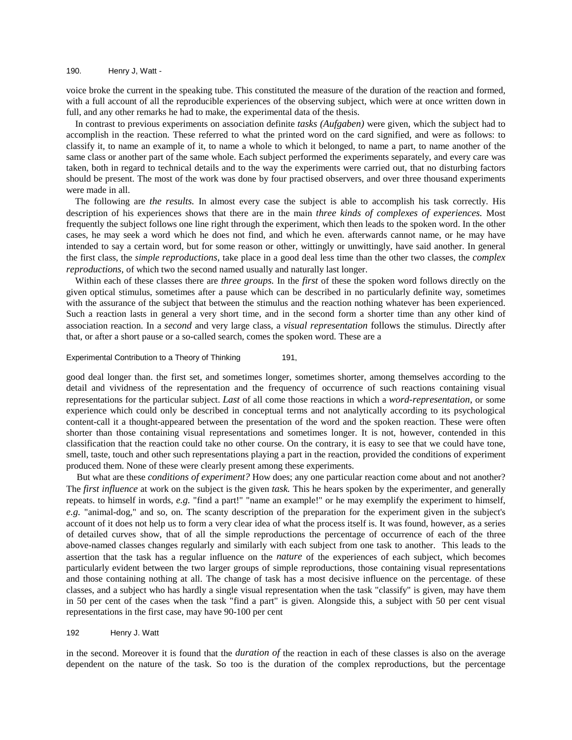voice broke the current in the speaking tube. This constituted the measure of the duration of the reaction and formed, with a full account of all the reproducible experiences of the observing subject, which were at once written down in full, and any other remarks he had to make, the experimental data of the thesis.

In contrast to previous experiments on association definite *tasks (Aufgaben)* were given, which the subject had to accomplish in the reaction. These referred to what the printed word on the card signified, and were as follows: to classify it, to name an example of it, to name a whole to which it belonged, to name a part, to name another of the same class or another part of the same whole. Each subject performed the experiments separately, and every care was taken, both in regard to technical details and to the way the experiments were carried out, that no disturbing factors should be present. The most of the work was done by four practised observers, and over three thousand experiments were made in all.

The following are *the results.* In almost every case the subject is able to accomplish his task correctly. His description of his experiences shows that there are in the main *three kinds of complexes of experiences.* Most frequently the subject follows one line right through the experiment, which then leads to the spoken word. In the other cases, he may seek a word which he does not find, and which he even. afterwards cannot name, or he may have intended to say a certain word, but for some reason or other, wittingly or unwittingly, have said another. In general the first class, the *simple reproductions*, take place in a good deal less time than the other two classes, the *complex reproductions,* of which two the second named usually and naturally last longer.

Within each of these classes there are *three groups.* In the *first* of these the spoken word follows directly on the given optical stimulus, sometimes after a pause which can be described in no particularly definite way, sometimes with the assurance of the subject that between the stimulus and the reaction nothing whatever has been experienced. Such a reaction lasts in general a very short time, and in the second form a shorter time than any other kind of association reaction. In a *second* and very large class, a *visual representation* follows the stimulus. Directly after that, or after a short pause or a so-called search, comes the spoken word. These are a good deal longer than. the first set, and sometimes longer, sometimes shorter, among themselves according to the detail and vividness of the representation and the frequency of occurrence of such reactions containing visual representations for the particular subject. *Last* of all come those reactions in which a *word-representation*, or some experience which could only be described in conceptual terms and not analytically according to its psychological content-call it a thought-appeared between the presentation of the word and the spoken reaction. These were often shorter than those containing visual representations and sometimes longer. It is not, however, contended in this classification that the reaction could take no other course. On the contrary, it is easy to see that we could have tone, smell, taste, touch and other such representations playing a part in the reaction, provided the conditions of experiment produced them. None of these were clearly present among these experiments.

But what are these *conditions of experiment?* How does; any one particular reaction come about and not another? The *first influence* at work on the subject is the given *task.* This he hears spoken by the experimenter, and generally repeats. to himself in words, *e.g.* "find a part!" "name an example!" or he may exemplify the experiment to himself, *e.g.* "animal-dog," and so, on. The scanty description of the preparation for the experiment given in the subject's account of it does not help us to form a very clear idea of what the process itself is. It was found, however, as a series of detailed curves show, that of all the simple reproductions the percentage of occurrence of each of the three above-named classes changes regularly and similarly with each subject from one task to another. This leads to the assertion that the task has a regular influence on the *nature* of the experiences of each subject, which becomes particularly evident between the two larger groups of simple reproductions, those containing visual representations and those containing nothing at all. The change of task has a most decisive influence on the percentage. of these classes, and a subject who has hardly a single visual representation when the task "classify" is given, may have them in 50 per cent of the cases when the task "find a part" is given. Alongside this, a subject with 50 per cent visual representations in the first case, may have 90-100 per cent in the second. Moreover it is found that the *duration of* the reaction in each of these classes is also on the average dependent on the nature of the task. So too is the duration of the complex reproductions, but the percentage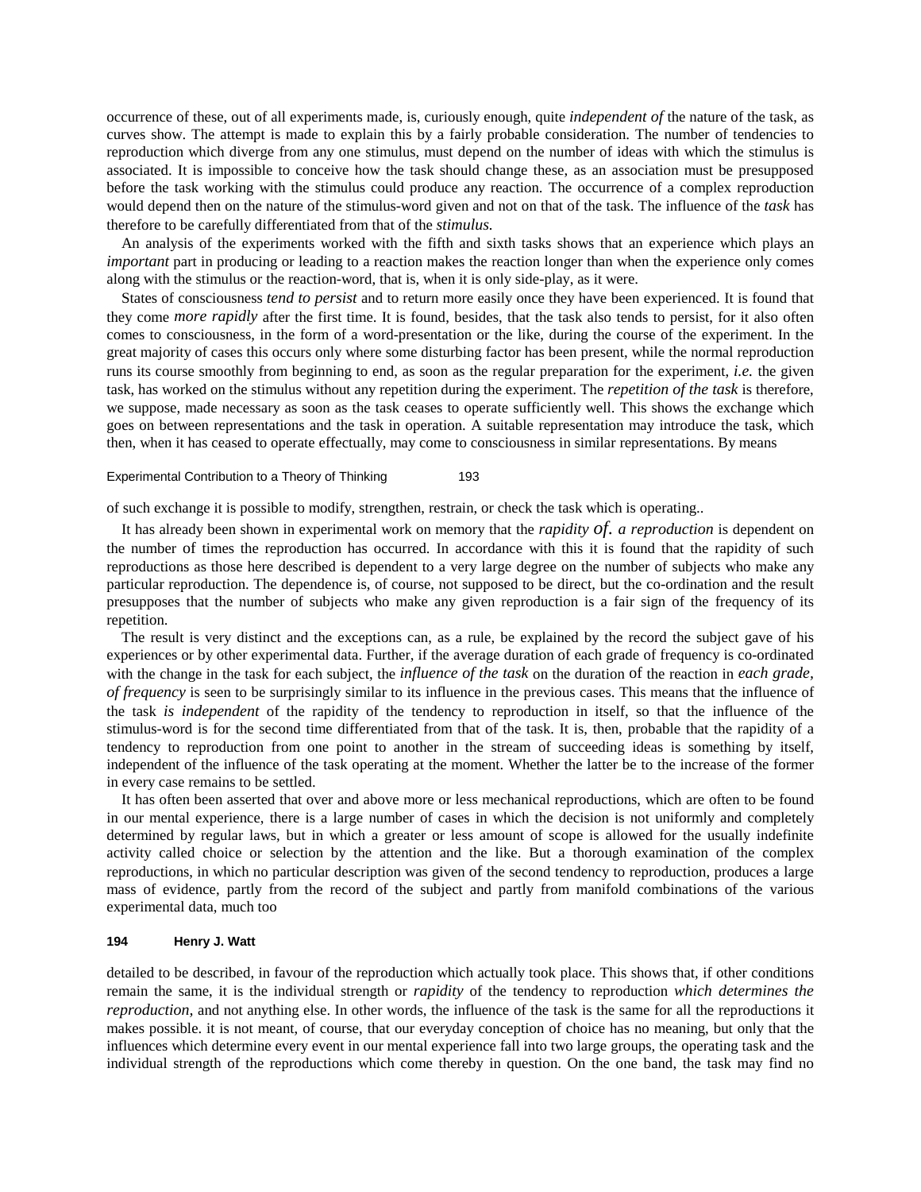occurrence of these, out of all experiments made, is, curiously enough, quite *independent of* the nature of the task, as curves show. The attempt is made to explain this by a fairly probable consideration. The number of tendencies to reproduction which diverge from any one stimulus, must depend on the number of ideas with which the stimulus is associated. It is impossible to conceive how the task should change these, as an association must be presupposed before the task working with the stimulus could produce any reaction. The occurrence of a complex reproduction would depend then on the nature of the stimulus-word given and not on that of the task. The influence of the *task* has therefore to be carefully differentiated from that of the *stimulus.*

An analysis of the experiments worked with the fifth and sixth tasks shows that an experience which plays an *important* part in producing or leading to a reaction makes the reaction longer than when the experience only comes along with the stimulus or the reaction-word, that is, when it is only side-play, as it were.

States of consciousness *tend to persist* and to return more easily once they have been experienced. It is found that they come *more rapidly* after the first time. It is found, besides, that the task also tends to persist, for it also often comes to consciousness, in the form of a word-presentation or the like, during the course of the experiment. In the great majority of cases this occurs only where some disturbing factor has been present, while the normal reproduction runs its course smoothly from beginning to end, as soon as the regular preparation for the experiment, *i.e.* the given task, has worked on the stimulus without any repetition during the experiment. The *repetition of the task* is therefore, we suppose, made necessary as soon as the task ceases to operate sufficiently well. This shows the exchange which goes on between representations and the task in operation. A suitable representation may introduce the task, which then, when it has ceased to operate effectually, may come to consciousness in similar representations. By means of such exchange it is possible to modify, strengthen, restrain, or check the task which is operating..

It has already been shown in experimental work on memory that the *rapidity of. a reproduction* is dependent on the number of times the reproduction has occurred. In accordance with this it is found that the rapidity of such reproductions as those here described is dependent to a very large degree on the number of subjects who make any particular reproduction. The dependence is, of course, not supposed to be direct, but the co-ordination and the result presupposes that the number of subjects who make any given reproduction is a fair sign of the frequency of its repetition.

The result is very distinct and the exceptions can, as a rule, be explained by the record the subject gave of his experiences or by other experimental data. Further, if the average duration of each grade of frequency is co-ordinated with the change in the task for each subject, the *influence of the task* on the duration of the reaction in *each grade, of frequency* is seen to be surprisingly similar to its influence in the previous cases. This means that the influence of the task *is independent* of the rapidity of the tendency to reproduction in itself, so that the influence of the stimulus-word is for the second time differentiated from that of the task. It is, then, probable that the rapidity of a tendency to reproduction from one point to another in the stream of succeeding ideas is something by itself, independent of the influence of the task operating at the moment. Whether the latter be to the increase of the former in every case remains to be settled.

It has often been asserted that over and above more or less mechanical reproductions, which are often to be found in our mental experience, there is a large number of cases in which the decision is not uniformly and completely determined by regular laws, but in which a greater or less amount of scope is allowed for the usually indefinite activity called choice or selection by the attention and the like. But a thorough examination of the complex reproductions, in which no particular description was given of the second tendency to reproduction, produces a large mass of evidence, partly from the record of the subject and partly from manifold combinations of the various experimental data, much too detailed to be described, in favour of the reproduction which actually took place. This shows that, if other conditions remain the same, it is the individual strength or *rapidity* of the tendency to reproduction *which determines the reproduction,* and not anything else. In other words, the influence of the task is the same for all the reproductions it makes possible. it is not meant, of course, that our everyday conception of choice has no meaning, but only that the influences which determine every event in our mental experience fall into two large groups, the operating task and the individual strength of the reproductions which come thereby in question. On the one band, the task may find no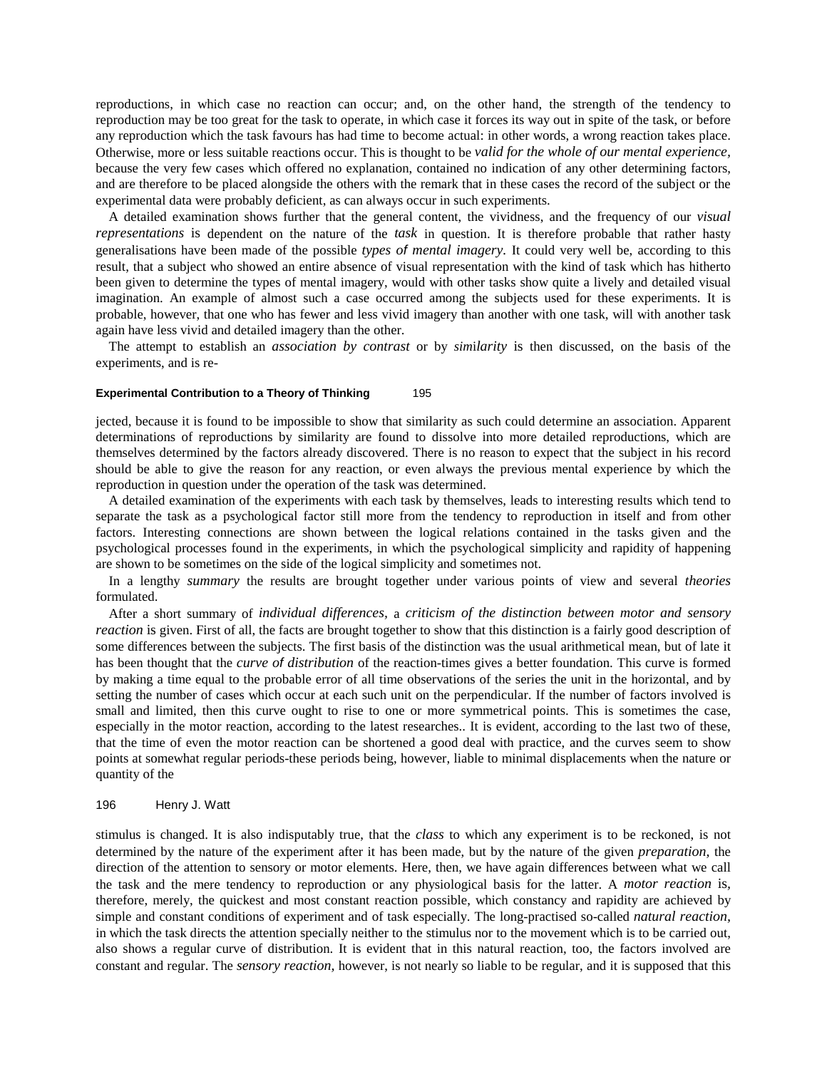reproductions, in which case no reaction can occur; and, on the other hand, the strength of the tendency to reproduction may be too great for the task to operate, in which case it forces its way out in spite of the task, or before any reproduction which the task favours has had time to become actual: in other words, a wrong reaction takes place. Otherwise, more or less suitable reactions occur. This is thought to be *valid for the whole of our mental experience*, because the very few cases which offered no explanation, contained no indication of any other determining factors, and are therefore to be placed alongside the others with the remark that in these cases the record of the subject or the experimental data were probably deficient, as can always occur in such experiments.

A detailed examination shows further that the general content, the vividness, and the frequency of our *visual representations* is dependent on the nature of the *task* in question. It is therefore probable that rather hasty generalisations have been made of the possible *types of mental imagery*. It could very well be, according to this result, that a subject who showed an entire absence of visual representation with the kind of task which has hitherto been given to determine the types of mental imagery, would with other tasks show quite a lively and detailed visual imagination. An example of almost such a case occurred among the subjects used for these experiments. It is probable, however, that one who has fewer and less vivid imagery than another with one task, will with another task again have less vivid and detailed imagery than the other.

The attempt to establish an *association by contrast* or by *similarity* is then discussed, on the basis of the experiments, and is rejected, because it is found to be impossible to show that similarity as such could determine an association. Apparent determinations of reproductions by similarity are found to dissolve into more detailed reproductions, which are themselves determined by the factors already discovered. There is no reason to expect that the subject in his record should be able to give the reason for any reaction, or even always the previous mental experience by which the reproduction in question under the operation of the task was determined.

A detailed examination of the experiments with each task by themselves, leads to interesting results which tend to separate the task as a psychological factor still more from the tendency to reproduction in itself and from other factors. Interesting connections are shown between the logical relations contained in the tasks given and the psychological processes found in the experiments, in which the psychological simplicity and rapidity of happening are shown to be sometimes on the side of the logical simplicity and sometimes not.

In a lengthy *summary* the results are brought together under various points of view and several *theories* formulated.

After a short summary of *individual differences*, a *criticism of the distinction between motor and sensory reaction* is given. First of all, the facts are brought together to show that this distinction is a fairly good description of some differences between the subjects. The first basis of the distinction was the usual arithmetical mean, but of late it has been thought that the *curve of distribution* of the reaction-times gives a better foundation. This curve is formed by making a time equal to the probable error of all time observations of the series the unit in the horizontal, and by setting the number of cases which occur at each such unit on the perpendicular. If the number of factors involved is small and limited, then this curve ought to rise to one or more symmetrical points. This is sometimes the case, especially in the motor reaction, according to the latest researches.. It is evident, according to the last two of these, that the time of even the motor reaction can be shortened a good deal with practice, and the curves seem to show points at somewhat regular periods-these periods being, however, liable to minimal displacements when the nature or quantity of the stimulus is changed. It is also indisputably true, that the *class* to which any experiment is to be reckoned, is not determined by the nature of the experiment after it has been made, but by the nature of the given *preparation*, the direction of the attention to sensory or motor elements. Here, then, we have again differences between what we call the task and the mere tendency to reproduction or any physiological basis for the latter. A *motor reaction* is, therefore, merely, the quickest and most constant reaction possible, which constancy and rapidity are achieved by simple and constant conditions of experiment and of task especially. The long-practised so-called *natural reaction*, in which the task directs the attention specially neither to the stimulus nor to the movement which is to be carried out, also shows a regular curve of distribution. It is evident that in this natural reaction, too, the factors involved are constant and regular. The *sensory reaction*, however, is not nearly so liable to be regular, and it is supposed that this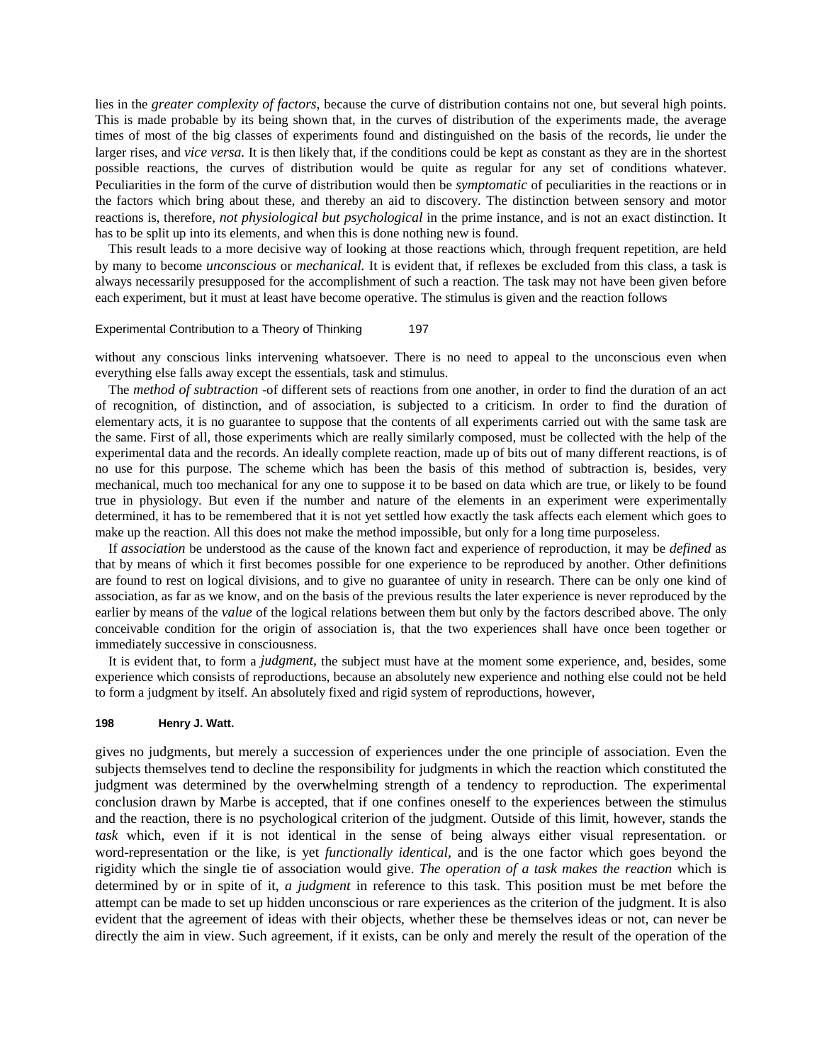lies in the *greater complexity of factors*, because the curve of distribution contains not one, but several high points. This is made probable by its being shown that, in the curves of distribution of the experiments made, the average times of most of the big classes of experiments found and distinguished on the basis of the records, lie under the larger rises, and *vice versa.* It is then likely that, if the conditions could be kept as constant as they are in the shortest possible reactions, the curves of distribution would be quite as regular for any set of conditions whatever. Peculiarities in the form of the curve of distribution would then be *symptomatic* of peculiarities in the reactions or in the factors which bring about these, and thereby an aid to discovery. The distinction between sensory and motor reactions is, therefore, *not physiological but psychological* in the prime instance, and is not an exact distinction. It has to be split up into its elements, and when this is done nothing new is found.

This result leads to a more decisive way of looking at those reactions which, through frequent repetition, are held by many to become *unconscious* or *mechanical.* It is evident that, if reflexes be excluded from this class, a task is always necessarily presupposed for the accomplishment of such a reaction. The task may not have been given before each experiment, but it must at least have become operative. The stimulus is given and the reaction follows without any conscious links intervening whatsoever. There is no need to appeal to the unconscious even when everything else falls away except the essentials, task and stimulus.

The *method of subtraction* -of different sets of reactions from one another, in order to find the duration of an act of recognition, of distinction, and of association, is subjected to a criticism. In order to find the duration of elementary acts, it is no guarantee to suppose that the contents of all experiments carried out with the same task are the same. First of all, those experiments which are really similarly composed, must be collected with the help of the experimental data and the records. An ideally complete reaction, made up of bits out of many different reactions, is of no use for this purpose. The scheme which has been the basis of this method of subtraction is, besides, very mechanical, much too mechanical for any one to suppose it to be based on data which are true, or likely to be found true in physiology. But even if the number and nature of the elements in an experiment were experimentally determined, it has to be remembered that it is not yet settled how exactly the task affects each element which goes to make up the reaction. All this does not make the method impossible, but only for a long time purposeless.

If *association* be understood as the cause of the known fact and experience of reproduction, it may be *defined* as that by means of which it first becomes possible for one experience to be reproduced by another. Other definitions are found to rest on logical divisions, and to give no guarantee of unity in research. There can be only one kind of association, as far as we know, and on the basis of the previous results the later experience is never reproduced by the earlier by means of the *value* of the logical relations between them but only by the factors described above. The only conceivable condition for the origin of association is, that the two experiences shall have once been together or immediately successive in consciousness.

It is evident that, to form a *judgment*, the subject must have at the moment some experience, and, besides, some experience which consists of reproductions, because an absolutely new experience and nothing else could not be held to form a judgment by itself. An absolutely fixed and rigid system of reproductions, however, gives no judgments, but merely a succession of experiences under the one principle of association. Even the subjects themselves tend to decline the responsibility for judgments in which the reaction which constituted the judgment was determined by the overwhelming strength of a tendency to reproduction. The experimental conclusion drawn by Marbe is accepted, that if one confines oneself to the experiences between the stimulus and the reaction, there is no psychological criterion of the judgment. Outside of this limit, however, stands the *task* which, even if it is not identical in the sense of being always either visual representation. or word-representation or the like, is yet *functionally identical,* and is the one factor which goes beyond the rigidity which the single tie of association would give. *The operation of a task makes the reaction* which is determined by or in spite of it, *a judgment* in reference to this task. This position must be met before the attempt can be made to set up hidden unconscious or rare experiences as the criterion of the judgment. It is also evident that the agreement of ideas with their objects, whether these be themselves ideas or not, can never be directly the aim in view. Such agreement, if it exists, can be only and merely the result of the operation of the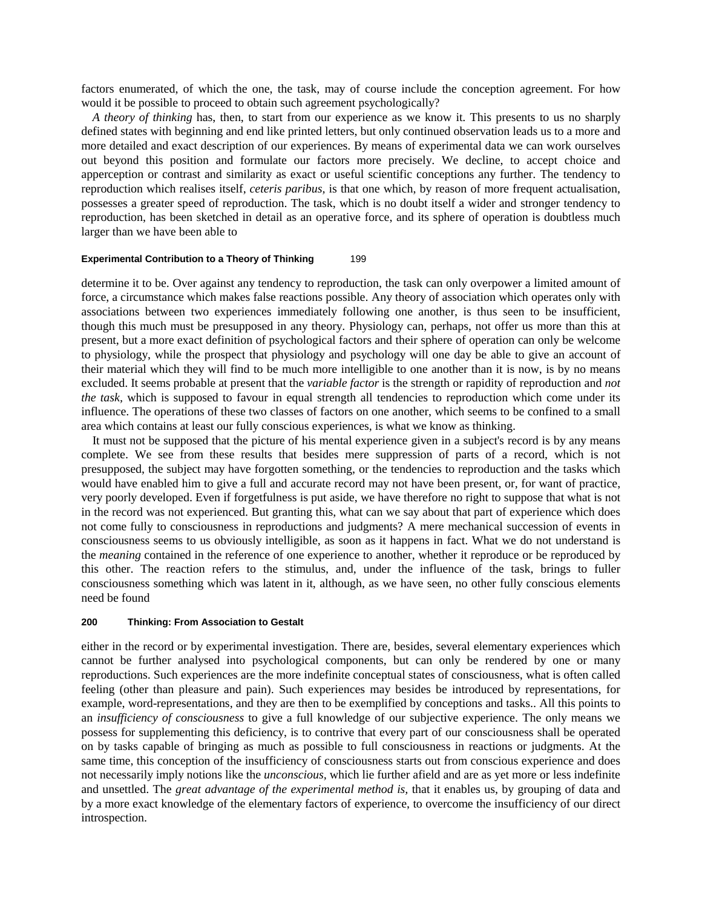factors enumerated, of which the one, the task, may of course include the conception agreement. For how would it be possible to proceed to obtain such agreement psychologically?

*A theory of thinking* has, then, to start from our experience as we know it. This presents to us no sharply defined states with beginning and end like printed letters, but only continued observation leads us to a more and more detailed and exact description of our experiences. By means of experimental data we can work ourselves out beyond this position and formulate our factors more precisely. We decline, to accept choice and apperception or contrast and similarity as exact or useful scientific conceptions any further. The tendency to reproduction which realises itself, *ceteris paribus,* is that one which, by reason of more frequent actualisation, possesses a greater speed of reproduction. The task, which is no doubt itself a wider and stronger tendency to reproduction, has been sketched in detail as an operative force, and its sphere of operation is doubtless much larger than we have been able to determine it to be. Over against any tendency to reproduction, the task can only overpower a limited amount of force, a circumstance which makes false reactions possible. Any theory of association which operates only with associations between two experiences immediately following one another, is thus seen to be insufficient, though this much must be presupposed in any theory. Physiology can, perhaps, not offer us more than this at present, but a more exact definition of psychological factors and their sphere of operation can only be welcome to physiology, while the prospect that physiology and psychology will one day be able to give an account of their material which they will find to be much more intelligible to one another than it is now, is by no means excluded. It seems probable at present that the *variable factor* is the strength or rapidity of reproduction and *not the task,* which is supposed to favour in equal strength all tendencies to reproduction which come under its influence. The operations of these two classes of factors on one another, which seems to be confined to a small area which contains at least our fully conscious experiences, is what we know as thinking.

It must not be supposed that the picture of his mental experience given in a subject's record is by any means complete. We see from these results that besides mere suppression of parts of a record, which is not presupposed, the subject may have forgotten something, or the tendencies to reproduction and the tasks which would have enabled him to give a full and accurate record may not have been present, or, for want of practice, very poorly developed. Even if forgetfulness is put aside, we have therefore no right to suppose that what is not in the record was not experienced. But granting this, what can we say about that part of experience which does not come fully to consciousness in reproductions and judgments? A mere mechanical succession of events in consciousness seems to us obviously intelligible, as soon as it happens in fact. What we do not understand is the *meaning* contained in the reference of one experience to another, whether it reproduce or be reproduced by this other. The reaction refers to the stimulus, and, under the influence of the task, brings to fuller consciousness something which was latent in it, although, as we have seen, no other fully conscious elements need be found either in the record or by experimental investigation. There are, besides, several elementary experiences which cannot be further analysed into psychological components, but can only be rendered by one or many reproductions. Such experiences are the more indefinite conceptual states of consciousness, what is often called feeling (other than pleasure and pain). Such experiences may besides be introduced by representations, for example, word-representations, and they are then to be exemplified by conceptions and tasks.. All this points to an *insufficiency of consciousness* to give a full knowledge of our subjective experience. The only means we possess for supplementing this deficiency, is to contrive that every part of our consciousness shall be operated on by tasks capable of bringing as much as possible to full consciousness in reactions or judgments. At the same time, this conception of the insufficiency of consciousness starts out from conscious experience and does not necessarily imply notions like the *unconscious,* which lie further afield and are as yet more or less indefinite and unsettled. The *great advantage of the experimental method is,* that it enables us, by grouping of data and by a more exact knowledge of the elementary factors of experience, to overcome the insufficiency of our direct introspection.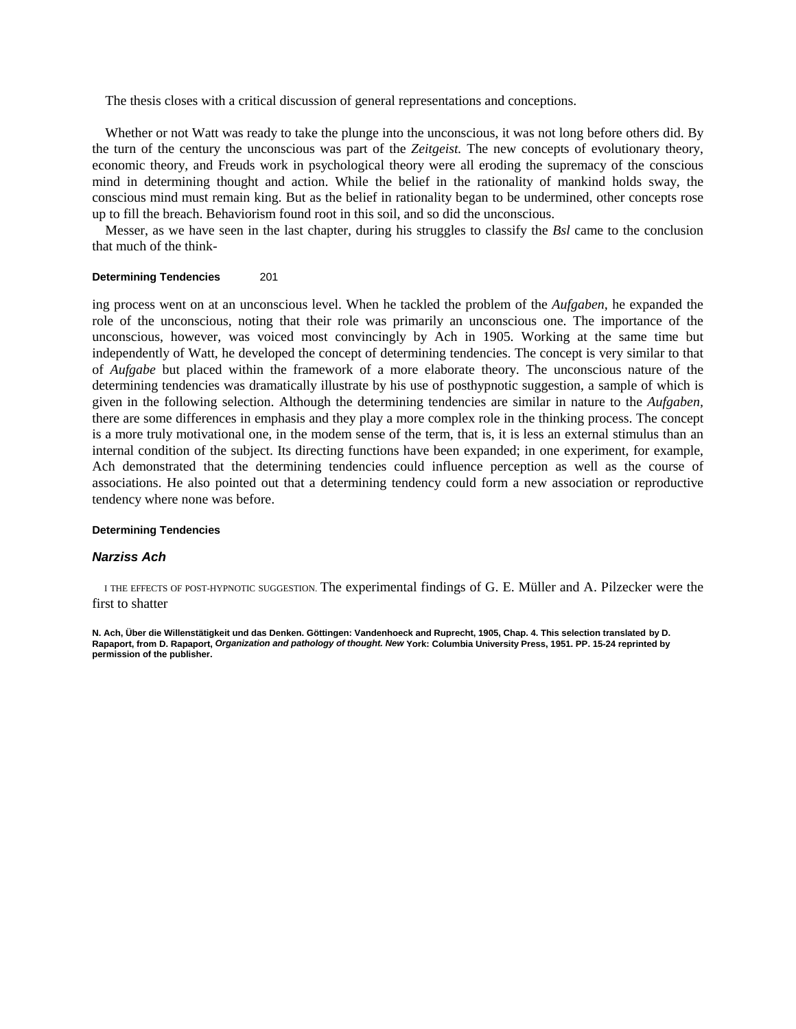The thesis closes with a critical discussion of general representations and conceptions.

Whether or not Watt was ready to take the plunge into the unconscious, it was not long before others did. By the turn of the century the unconscious was part of the *Zeitgeist.* The new concepts of evolutionary theory, economic theory, and Freuds work in psychological theory were all eroding the supremacy of the conscious mind in determining thought and action. While the belief in the rationality of mankind holds sway, the conscious mind must remain king. But as the belief in rationality began to be undermined, other concepts rose up to fill the breach. Behaviorism found root in this soil, and so did the unconscious.

Messer, as we have seen in the last chapter, during his struggles to classify the *Bsl* came to the conclusion that much of the thinking process went on at an unconscious level. When he tackled the problem of the *Aufgaben*, he expanded the role of the unconscious, noting that their role was primarily an unconscious one. The importance of the unconscious, however, was voiced most convincingly by Ach in 1905. Working at the same time but independently of Watt, he developed the concept of determining tendencies. The concept is very similar to that of *Aufgabe* but placed within the framework of a more elaborate theory. The unconscious nature of the determining tendencies was dramatically illustrate by his use of posthypnotic suggestion, a sample of which is given in the following selection. Although the determining tendencies are similar in nature to the *Aufgaben*, there are some differences in emphasis and they play a more complex role in the thinking process. The concept is a more truly motivational one, in the modem sense of the term, that is, it is less an external stimulus than an internal condition of the subject. Its directing functions have been expanded; in one experiment, for example, Ach demonstrated that the determining tendencies could influence perception as well as the course of associations. He also pointed out that a determining tendency could form a new association or reproductive tendency where none was before.

## Determining Tendencies

### *Narziss Ach*

I THE EFFECTS OF POST-HYPNOTIC SUGGESTION. The experimental findings of G. E. Müller and A. Pilzecker were the first to shatter

**N. Ach, Über die Willenstätigkeit und das Denken. Göttingen: Vandenhoeck and Ruprecht, 1905, Chap. 4. This selection translated by D. Rapaport, from D. Rapaport, *Organization and pathology of thought. New* York: Columbia University Press, 1951. PP. 15-24 reprinted by permission of the publisher.**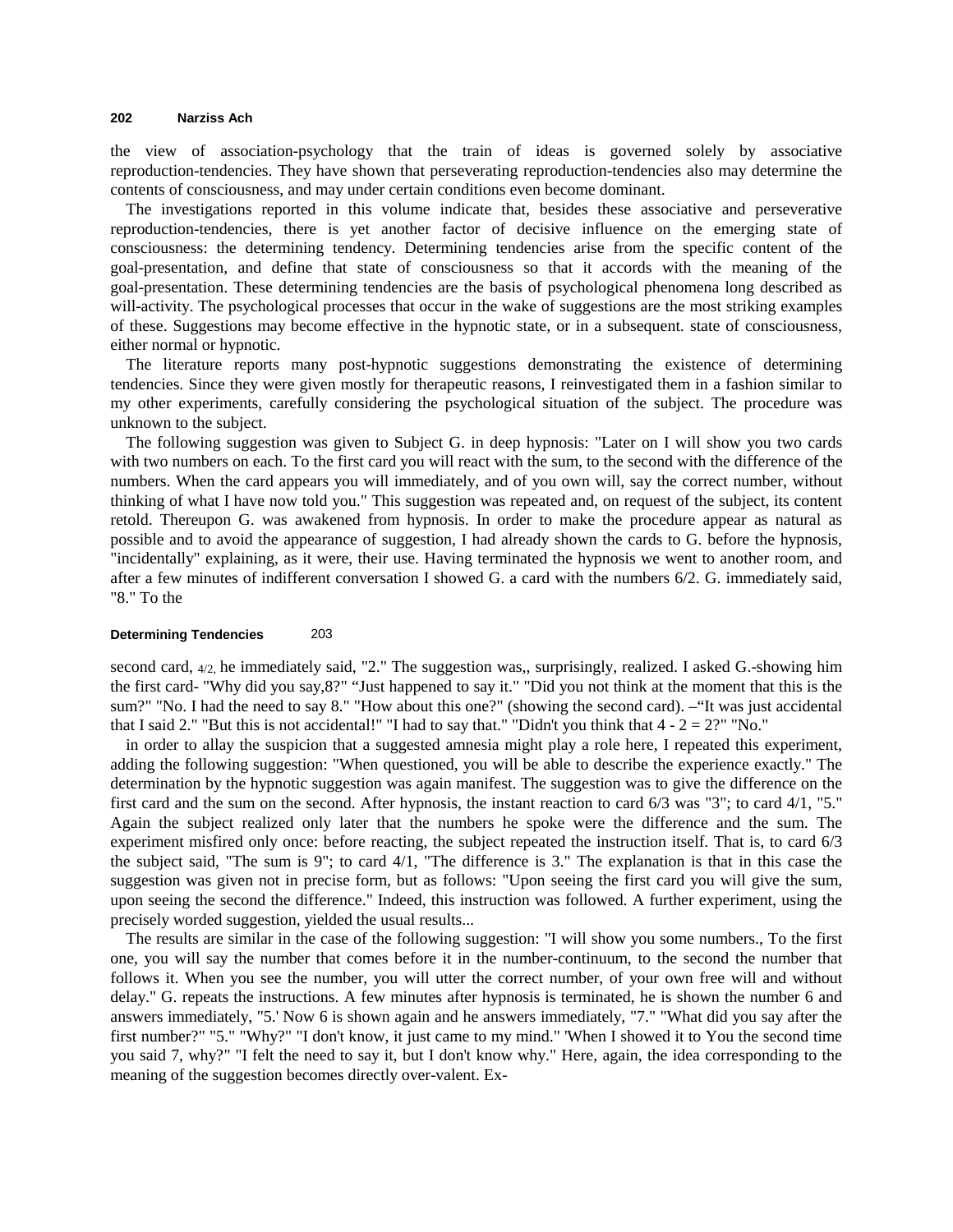the view of association-psychology that the train of ideas is governed solely by associative reproduction-tendencies. They have shown that perseverating reproduction-tendencies also may determine the contents of consciousness, and may under certain conditions even become dominant.

The investigations reported in this volume indicate that, besides these associative and perseverative reproduction-tendencies, there is yet another factor of decisive influence on the emerging state of consciousness: the determining tendency. Determining tendencies arise from the specific content of the goal-presentation, and define that state of consciousness so that it accords with the meaning of the goal-presentation. These determining tendencies are the basis of psychological phenomena long described as will-activity. The psychological processes that occur in the wake of suggestions are the most striking examples of these. Suggestions may become effective in the hypnotic state, or in a subsequent. state of consciousness, either normal or hypnotic.

The literature reports many post-hypnotic suggestions demonstrating the existence of determining tendencies. Since they were given mostly for therapeutic reasons, I reinvestigated them in a fashion similar to my other experiments, carefully considering the psychological situation of the subject. The procedure was unknown to the subject.

The following suggestion was given to Subject G. in deep hypnosis: "Later on I will show you two cards with two numbers on each. To the first card you will react with the sum, to the second with the difference of the numbers. When the card appears you will immediately, and of you own will, say the correct number, without thinking of what I have now told you." This suggestion was repeated and, on request of the subject, its content retold. Thereupon G. was awakened from hypnosis. In order to make the procedure appear as natural as possible and to avoid the appearance of suggestion, I had already shown the cards to G. before the hypnosis, "incidentally" explaining, as it were, their use. Having terminated the hypnosis we went to another room, and after a few minutes of indifferent conversation I showed G. a card with the numbers 6/2. G. immediately said, "8." To the second card, 4/2, he immediately said, "2." The suggestion was,, surprisingly, realized. I asked G.-showing him the first card- "Why did you say,8?" "Just happened to say it." "Did you not think at the moment that this is the sum?" "No. I had the need to say 8." "How about this one?" (showing the second card). –"It was just accidental that I said 2." "But this is not accidental!" "I had to say that." "Didn't you think that 4 - 2 = 2?" "No."

in order to allay the suspicion that a suggested amnesia might play a role here, I repeated this experiment, adding the following suggestion: "When questioned, you will be able to describe the experience exactly." The determination by the hypnotic suggestion was again manifest. The suggestion was to give the difference on the first card and the sum on the second. After hypnosis, the instant reaction to card 6/3 was "3"; to card 4/1, "5." Again the subject realized only later that the numbers he spoke were the difference and the sum. The experiment misfired only once: before reacting, the subject repeated the instruction itself. That is, to card 6/3 the subject said, "The sum is 9"; to card 4/1, "The difference is 3." The explanation is that in this case the suggestion was given not in precise form, but as follows: "Upon seeing the first card you will give the sum, upon seeing the second the difference." Indeed, this instruction was followed. A further experiment, using the precisely worded suggestion, yielded the usual results...

The results are similar in the case of the following suggestion: "I will show you some numbers., To the first one, you will say the number that comes before it in the number-continuum, to the second the number that follows it. When you see the number, you will utter the correct number, of your own free will and without delay." G. repeats the instructions. A few minutes after hypnosis is terminated, he is shown the number 6 and answers immediately, "5.' Now 6 is shown again and he answers immediately, "7." "What did you say after the first number?" "5." "Why?" "I don't know, it just came to my mind." 'When I showed it to You the second time you said 7, why?" "I felt the need to say it, but I don't know why." Here, again, the idea corresponding to the meaning of the suggestion becomes directly over-valent. Ex-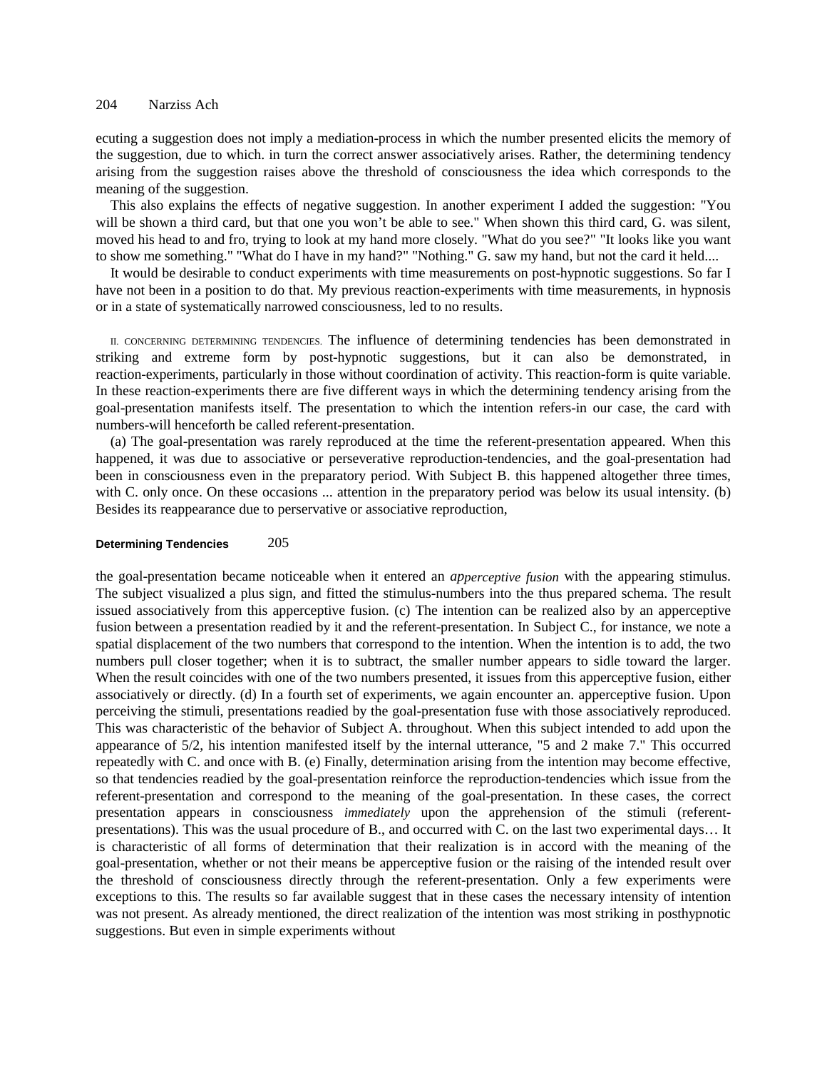ecuting a suggestion does not imply a mediation-process in which the number presented elicits the memory of the suggestion, due to which. in turn the correct answer associatively arises. Rather, the determining tendency arising from the suggestion raises above the threshold of consciousness the idea which corresponds to the meaning of the suggestion.

This also explains the effects of negative suggestion. In another experiment I added the suggestion: "You will be shown a third card, but that one you won't be able to see." When shown this third card, G. was silent, moved his head to and fro, trying to look at my hand more closely. "What do you see?" "It looks like you want to show me something." "What do I have in my hand?" "Nothing." G. saw my hand, but not the card it held....

It would be desirable to conduct experiments with time measurements on post-hypnotic suggestions. So far I have not been in a position to do that. My previous reaction-experiments with time measurements, in hypnosis or in a state of systematically narrowed consciousness, led to no results.

II. CONCERNING DETERMINING TENDENCIES. The influence of determining tendencies has been demonstrated in striking and extreme form by post-hypnotic suggestions, but it can also be demonstrated, in reaction-experiments, particularly in those without coordination of activity. This reaction-form is quite variable. In these reaction-experiments there are five different ways in which the determining tendency arising from the goal-presentation manifests itself. The presentation to which the intention refers-in our case, the card with numbers-will henceforth be called referent-presentation.

(a) The goal-presentation was rarely reproduced at the time the referent-presentation appeared. When this happened, it was due to associative or perseverative reproduction-tendencies, and the goal-presentation had been in consciousness even in the preparatory period. With Subject B. this happened altogether three times, with C. only once. On these occasions ... attention in the preparatory period was below its usual intensity. (b) Besides its reappearance due to perservative or associative reproduction, the goal-presentation became noticeable when it entered an *apperceptive fusion* with the appearing stimulus. The subject visualized a plus sign, and fitted the stimulus-numbers into the thus prepared schema. The result issued associatively from this apperceptive fusion. (c) The intention can be realized also by an apperceptive fusion between a presentation readied by it and the referent-presentation. In Subject C., for instance, we note a spatial displacement of the two numbers that correspond to the intention. When the intention is to add, the two numbers pull closer together; when it is to subtract, the smaller number appears to sidle toward the larger. When the result coincides with one of the two numbers presented, it issues from this apperceptive fusion, either associatively or directly. (d) In a fourth set of experiments, we again encounter an. apperceptive fusion. Upon perceiving the stimuli, presentations readied by the goal-presentation fuse with those associatively reproduced. This was characteristic of the behavior of Subject A. throughout. When this subject intended to add upon the appearance of 5/2, his intention manifested itself by the internal utterance, "5 and 2 make 7." This occurred repeatedly with C. and once with B. (e) Finally, determination arising from the intention may become effective, so that tendencies readied by the goal-presentation reinforce the reproduction-tendencies which issue from the referent-presentation and correspond to the meaning of the goal-presentation. In these cases, the correct presentation appears in consciousness *immediately* upon the apprehension of the stimuli (referent-presentations). This was the usual procedure of B., and occurred with C. on the last two experimental days… It is characteristic of all forms of determination that their realization is in accord with the meaning of the goal-presentation, whether or not their means be apperceptive fusion or the raising of the intended result over the threshold of consciousness directly through the referent-presentation. Only a few experiments were exceptions to this. The results so far available suggest that in these cases the necessary intensity of intention was not present. As already mentioned, the direct realization of the intention was most striking in posthypnotic suggestions. But even in simple experiments without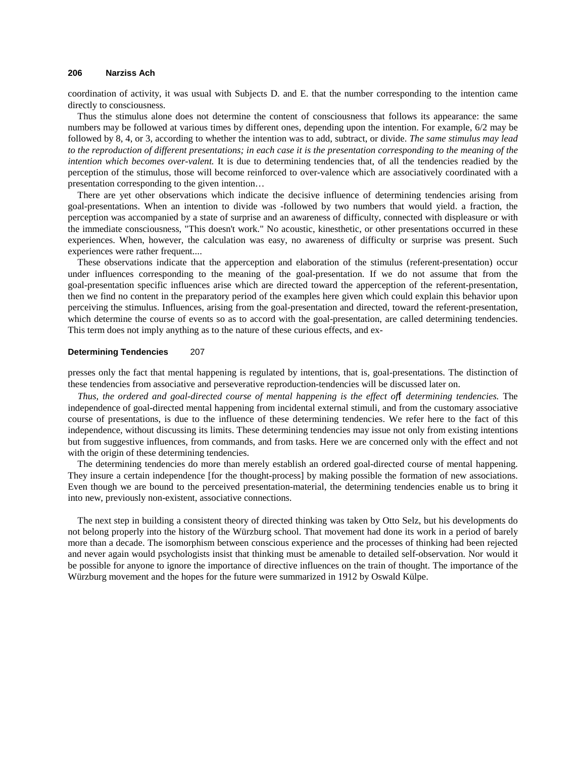coordination of activity, it was usual with Subjects D. and E. that the number corresponding to the intention came directly to consciousness.

Thus the stimulus alone does not determine the content of consciousness that follows its appearance: the same numbers may be followed at various times by different ones, depending upon the intention. For example, 6/2 may be followed by 8, 4, or 3, according to whether the intention was to add, subtract, or divide. *The same stimulus may lead to the reproduction of different presentations; in each case it is the presentation corresponding to the meaning of the intention which becomes over-valent.* It is due to determining tendencies that, of all the tendencies readied by the perception of the stimulus, those will become reinforced to over-valence which are associatively coordinated with a presentation corresponding to the given intention…

There are yet other observations which indicate the decisive influence of determining tendencies arising from goal-presentations. When an intention to divide was -followed by two numbers that would yield. a fraction, the perception was accompanied by a state of surprise and an awareness of difficulty, connected with displeasure or with the immediate consciousness, "This doesn't work." No acoustic, kinesthetic, or other presentations occurred in these experiences. When, however, the calculation was easy, no awareness of difficulty or surprise was present. Such experiences were rather frequent....

These observations indicate that the apperception and elaboration of the stimulus (referent-presentation) occur under influences corresponding to the meaning of the goal-presentation. If we do not assume that from the goal-presentation specific influences arise which are directed toward the apperception of the referent-presentation, then we find no content in the preparatory period of the examples here given which could explain this behavior upon perceiving the stimulus. Influences, arising from the goal-presentation and directed, toward the referent-presentation, which determine the course of events so as to accord with the goal-presentation, are called determining tendencies. This term does not imply anything as to the nature of these curious effects, and expresses only the fact that mental happening is regulated by intentions, that is, goal-presentations. The distinction of these tendencies from associative and perseverative reproduction-tendencies will be discussed later on.

*Thus, the ordered and goal-directed course of mental happening is the effect of determining tendencies.* The independence of goal-directed mental happening from incidental external stimuli, and from the customary associative course of presentations, is due to the influence of these determining tendencies. We refer here to the fact of this independence, without discussing its limits. These determining tendencies may issue not only from existing intentions but from suggestive influences, from commands, and from tasks. Here we are concerned only with the effect and not with the origin of these determining tendencies.

The determining tendencies do more than merely establish an ordered goal-directed course of mental happening. They insure a certain independence [for the thought-process] by making possible the formation of new associations. Even though we are bound to the perceived presentation-material, the determining tendencies enable us to bring it into new, previously non-existent, associative connections.

The next step in building a consistent theory of directed thinking was taken by Otto Selz, but his developments do not belong properly into the history of the Würzburg school. That movement had done its work in a period of barely more than a decade. The isomorphism between conscious experience and the processes of thinking had been rejected and never again would psychologists insist that thinking must be amenable to detailed self-observation. Nor would it be possible for anyone to ignore the importance of directive influences on the train of thought. The importance of the Würzburg movement and the hopes for the future were summarized in 1912 by Oswald Külpe.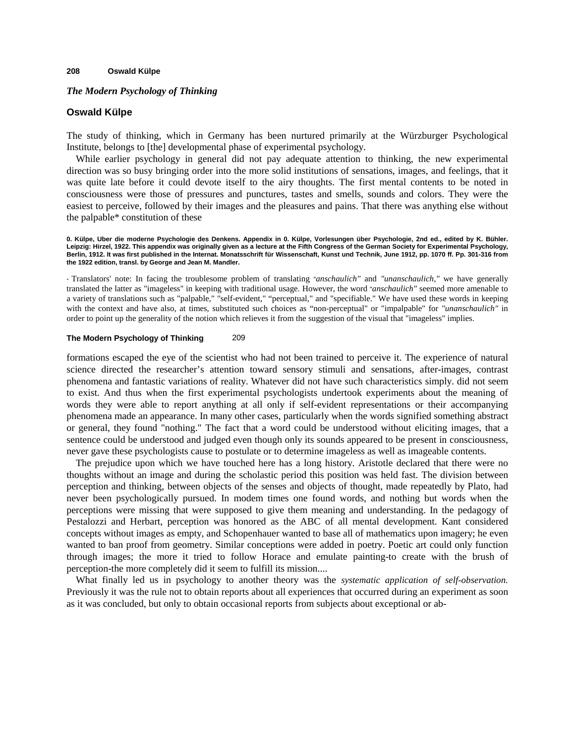## *The Modern Psychology of Thinking*

### Oswald Külpe

The study of thinking, which in Germany has been nurtured primarily at the Würzburger Psychological Institute, belongs to [the] developmental phase of experimental psychology.

While earlier psychology in general did not pay adequate attention to thinking, the new experimental direction was so busy bringing order into the more solid institutions of sensations, images, and feelings, that it was quite late before it could devote itself to the airy thoughts. The first mental contents to be noted in consciousness were those of pressures and punctures, tastes and smells, sounds and colors. They were the easiest to perceive, followed by their images and the pleasures and pains. That there was anything else without the palpable* constitution of these formations escaped the eye of the scientist who had not been trained to perceive it. The experience of natural science directed the researcher's attention toward sensory stimuli and sensations, after-images, contrast phenomena and fantastic variations of reality. Whatever did not have such characteristics simply. did not seem to exist. And thus when the first experimental psychologists undertook experiments about the meaning of words they were able to report anything at all only if self-evident representations or their accompanying phenomena made an appearance. In many other cases, particularly when the words signified something abstract or general, they found "nothing." The fact that a word could be understood without eliciting images, that a sentence could be understood and judged even though only its sounds appeared to be present in consciousness, never gave these psychologists cause to postulate or to determine imageless as well as imageable contents.

The prejudice upon which we have touched here has a long history. Aristotle declared that there were no thoughts without an image and during the scholastic period this position was held fast. The division between perception and thinking, between objects of the senses and objects of thought, made repeatedly by Plato, had never been psychologically pursued. In modem times one found words, and nothing but words when the perceptions were missing that were supposed to give them meaning and understanding. In the pedagogy of Pestalozzi and Herbart, perception was honored as the ABC of all mental development. Kant considered concepts without images as empty, and Schopenhauer wanted to base all of mathematics upon imagery; he even wanted to ban proof from geometry. Similar conceptions were added in poetry. Poetic art could only function through images; the more it tried to follow Horace and emulate painting-to create with the brush of perception-the more completely did it seem to fulfill its mission....

What finally led us in psychology to another theory was the *systematic application of self-observation.* Previously it was the rule not to obtain reports about all experiences that occurred during an experiment as soon as it was concluded, but only to obtain occasional reports from subjects about exceptional or ab-

**0. Külpe, Uber die moderne Psychologie des Denkens. Appendix in 0. Külpe, Vorlesungen über Psychologie, 2nd ed., edited by K. Bühler. Leipzig: Hirzel, 1922. This appendix was originally given as a lecture at the Fifth Congress of the German Society for Experimental Psychology, Berlin, 1912. It was first published in the Internat. Monatsschrift für Wissenschaft, Kunst und Technik, June 1912, pp. 1070 ff. Pp. 301-316 from the 1922 edition, transl. by George and Jean M. Mandler.**

* Translators' note: In facing the troublesome problem of translating "*anschaulich"* and *"unanschaulich,"* we have generally translated the latter as "imageless" in keeping with traditional usage. However, the word "*anschaulich"* seemed more amenable to a variety of translations such as "palpable," "self-evident," "perceptual," and "specifiable." We have used these words in keeping with the context and have also, at times, substituted such choices as "non-perceptual" or "impalpable" for *"unanschaulich"* in order to point up the generality of the notion which relieves it from the suggestion of the visual that "imageless" implies.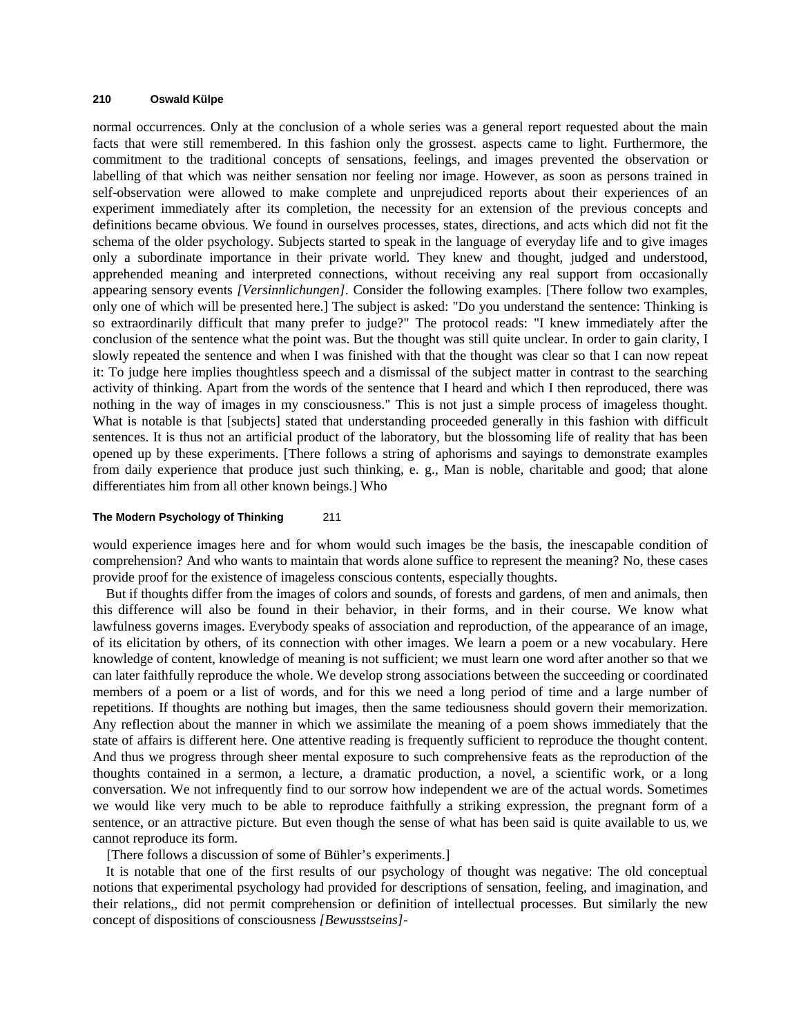normal occurrences. Only at the conclusion of a whole series was a general report requested about the main facts that were still remembered. In this fashion only the grossest. aspects came to light. Furthermore, the commitment to the traditional concepts of sensations, feelings, and images prevented the observation or labelling of that which was neither sensation nor feeling nor image. However, as soon as persons trained in self-observation were allowed to make complete and unprejudiced reports about their experiences of an experiment immediately after its completion, the necessity for an extension of the previous concepts and definitions became obvious. We found in ourselves processes, states, directions, and acts which did not fit the schema of the older psychology. Subjects started to speak in the language of everyday life and to give images only a subordinate importance in their private world. They knew and thought, judged and understood, apprehended meaning and interpreted connections, without receiving any real support from occasionally appearing sensory events *[Versinnlichungen]*. Consider the following examples. [There follow two examples, only one of which will be presented here.] The subject is asked: "Do you understand the sentence: Thinking is so extraordinarily difficult that many prefer to judge?" The protocol reads: "I knew immediately after the conclusion of the sentence what the point was. But the thought was still quite unclear. In order to gain clarity, I slowly repeated the sentence and when I was finished with that the thought was clear so that I can now repeat it: To judge here implies thoughtless speech and a dismissal of the subject matter in contrast to the searching activity of thinking. Apart from the words of the sentence that I heard and which I then reproduced, there was nothing in the way of images in my consciousness." This is not just a simple process of imageless thought. What is notable is that [subjects] stated that understanding proceeded generally in this fashion with difficult sentences. It is thus not an artificial product of the laboratory, but the blossoming life of reality that has been opened up by these experiments. [There follows a string of aphorisms and sayings to demonstrate examples from daily experience that produce just such thinking, e. g., Man is noble, charitable and good; that alone differentiates him from all other known beings.] Who would experience images here and for whom would such images be the basis, the inescapable condition of comprehension? And who wants to maintain that words alone suffice to represent the meaning? No, these cases provide proof for the existence of imageless conscious contents, especially thoughts.

But if thoughts differ from the images of colors and sounds, of forests and gardens, of men and animals, then this difference will also be found in their behavior, in their forms, and in their course. We know what lawfulness governs images. Everybody speaks of association and reproduction, of the appearance of an image, of its elicitation by others, of its connection with other images. We learn a poem or a new vocabulary. Here knowledge of content, knowledge of meaning is not sufficient; we must learn one word after another so that we can later faithfully reproduce the whole. We develop strong associations between the succeeding or coordinated members of a poem or a list of words, and for this we need a long period of time and a large number of repetitions. If thoughts are nothing but images, then the same tediousness should govern their memorization. Any reflection about the manner in which we assimilate the meaning of a poem shows immediately that the state of affairs is different here. One attentive reading is frequently sufficient to reproduce the thought content. And thus we progress through sheer mental exposure to such comprehensive feats as the reproduction of the thoughts contained in a sermon, a lecture, a dramatic production, a novel, a scientific work, or a long conversation. We not infrequently find to our sorrow how independent we are of the actual words. Sometimes we would like very much to be able to reproduce faithfully a striking expression, the pregnant form of a sentence, or an attractive picture. But even though the sense of what has been said is quite available to us, we cannot reproduce its form.

[There follows a discussion of some of Bühler's experiments.]

It is notable that one of the first results of our psychology of thought was negative: The old conceptual notions that experimental psychology had provided for descriptions of sensation, feeling, and imagination, and their relations,, did not permit comprehension or definition of intellectual processes. But similarly the new concept of dispositions of consciousness *[Bewusstseins]-*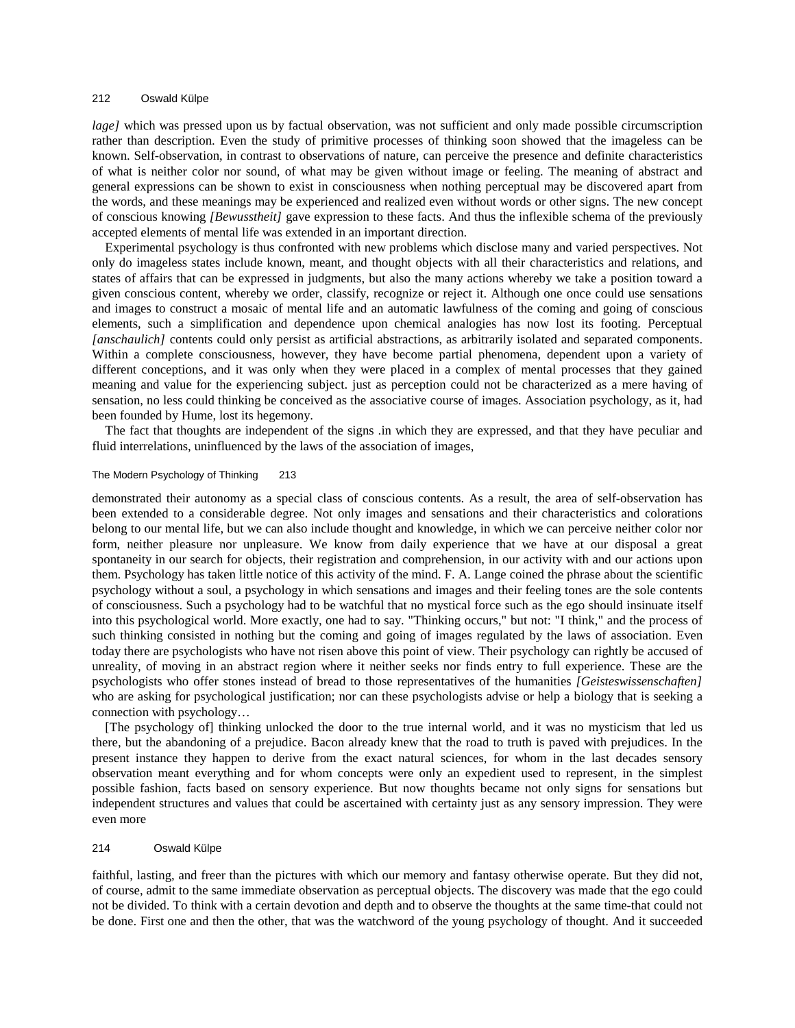*lage]* which was pressed upon us by factual observation, was not sufficient and only made possible circumscription rather than description. Even the study of primitive processes of thinking soon showed that the imageless can be known. Self-observation, in contrast to observations of nature, can perceive the presence and definite characteristics of what is neither color nor sound, of what may be given without image or feeling. The meaning of abstract and general expressions can be shown to exist in consciousness when nothing perceptual may be discovered apart from the words, and these meanings may be experienced and realized even without words or other signs. The new concept of conscious knowing *[Bewusstheit]* gave expression to these facts. And thus the inflexible schema of the previously accepted elements of mental life was extended in an important direction.

Experimental psychology is thus confronted with new problems which disclose many and varied perspectives. Not only do imageless states include known, meant, and thought objects with all their characteristics and relations, and states of affairs that can be expressed in judgments, but also the many actions whereby we take a position toward a given conscious content, whereby we order, classify, recognize or reject it. Although one once could use sensations and images to construct a mosaic of mental life and an automatic lawfulness of the coming and going of conscious elements, such a simplification and dependence upon chemical analogies has now lost its footing. Perceptual *[anschaulich]* contents could only persist as artificial abstractions, as arbitrarily isolated and separated components. Within a complete consciousness, however, they have become partial phenomena, dependent upon a variety of different conceptions, and it was only when they were placed in a complex of mental processes that they gained meaning and value for the experiencing subject. just as perception could not be characterized as a mere having of sensation, no less could thinking be conceived as the associative course of images. Association psychology, as it, had been founded by Hume, lost its hegemony.

The fact that thoughts are independent of the signs .in which they are expressed, and that they have peculiar and fluid interrelations, uninfluenced by the laws of the association of images, demonstrated their autonomy as a special class of conscious contents. As a result, the area of self-observation has been extended to a considerable degree. Not only images and sensations and their characteristics and colorations belong to our mental life, but we can also include thought and knowledge, in which we can perceive neither color nor form, neither pleasure nor unpleasure. We know from daily experience that we have at our disposal a great spontaneity in our search for objects, their registration and comprehension, in our activity with and our actions upon them. Psychology has taken little notice of this activity of the mind. F. A. Lange coined the phrase about the scientific psychology without a soul, a psychology in which sensations and images and their feeling tones are the sole contents of consciousness. Such a psychology had to be watchful that no mystical force such as the ego should insinuate itself into this psychological world. More exactly, one had to say. "Thinking occurs," but not: "I think," and the process of such thinking consisted in nothing but the coming and going of images regulated by the laws of association. Even today there are psychologists who have not risen above this point of view. Their psychology can rightly be accused of unreality, of moving in an abstract region where it neither seeks nor finds entry to full experience. These are the psychologists who offer stones instead of bread to those representatives of the humanities *[Geisteswissenschaften]* who are asking for psychological justification; nor can these psychologists advise or help a biology that is seeking a connection with psychology…

[The psychology of] thinking unlocked the door to the true internal world, and it was no mysticism that led us there, but the abandoning of a prejudice. Bacon already knew that the road to truth is paved with prejudices. In the present instance they happen to derive from the exact natural sciences, for whom in the last decades sensory observation meant everything and for whom concepts were only an expedient used to represent, in the simplest possible fashion, facts based on sensory experience. But now thoughts became not only signs for sensations but independent structures and values that could be ascertained with certainty just as any sensory impression. They were even more faithful, lasting, and freer than the pictures with which our memory and fantasy otherwise operate. But they did not, of course, admit to the same immediate observation as perceptual objects. The discovery was made that the ego could not be divided. To think with a certain devotion and depth and to observe the thoughts at the same time-that could not be done. First one and then the other, that was the watchword of the young psychology of thought. And it succeeded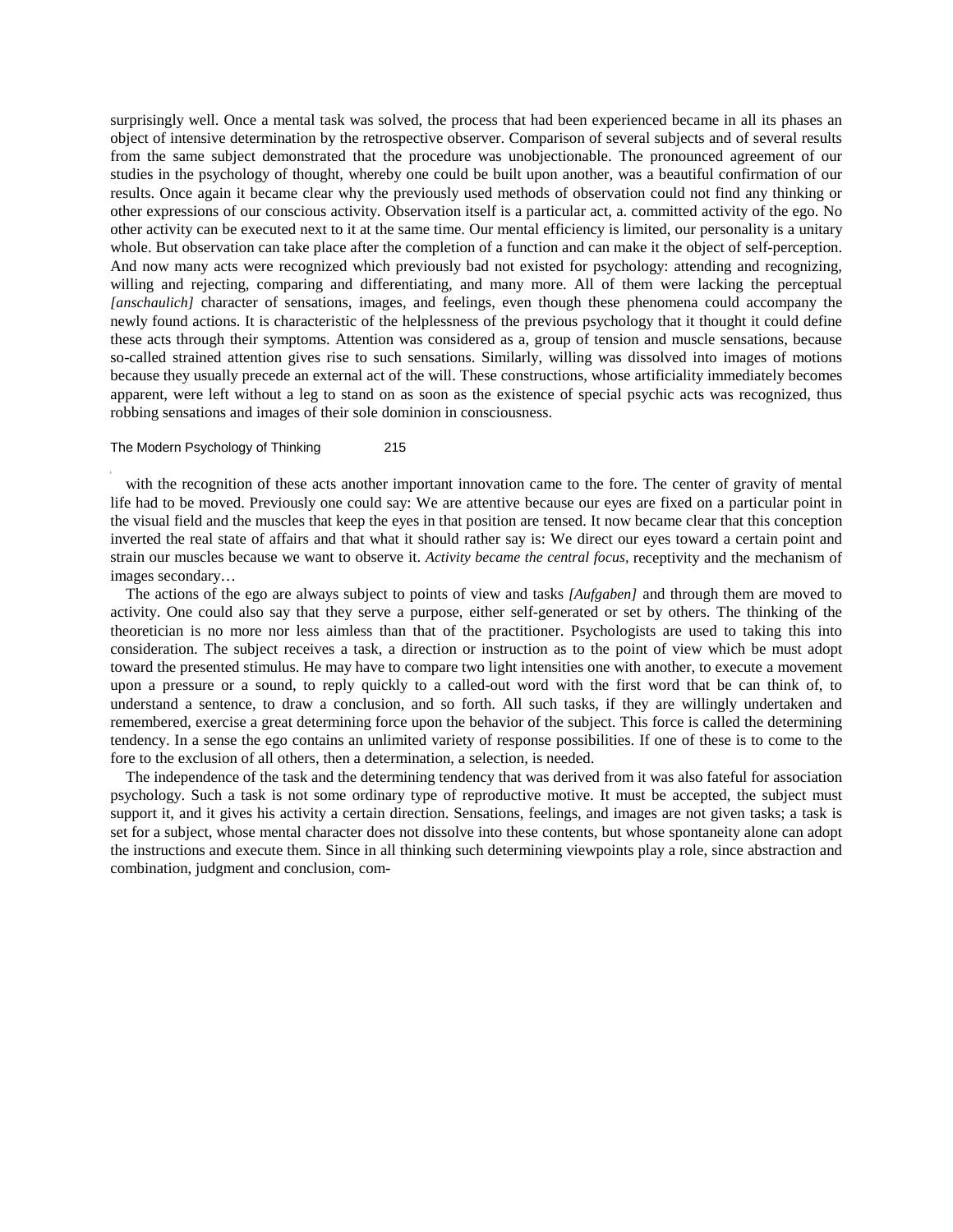surprisingly well. Once a mental task was solved, the process that had been experienced became in all its phases an object of intensive determination by the retrospective observer. Comparison of several subjects and of several results from the same subject demonstrated that the procedure was unobjectionable. The pronounced agreement of our studies in the psychology of thought, whereby one could be built upon another, was a beautiful confirmation of our results. Once again it became clear why the previously used methods of observation could not find any thinking or other expressions of our conscious activity. Observation itself is a particular act, a. committed activity of the ego. No other activity can be executed next to it at the same time. Our mental efficiency is limited, our personality is a unitary whole. But observation can take place after the completion of a function and can make it the object of self-perception. And now many acts were recognized which previously bad not existed for psychology: attending and recognizing, willing and rejecting, comparing and differentiating, and many more. All of them were lacking the perceptual *[anschaulich]* character of sensations, images, and feelings, even though these phenomena could accompany the newly found actions. It is characteristic of the helplessness of the previous psychology that it thought it could define these acts through their symptoms. Attention was considered as a, group of tension and muscle sensations, because so-called strained attention gives rise to such sensations. Similarly, willing was dissolved into images of motions because they usually precede an external act of the will. These constructions, whose artificiality immediately becomes apparent, were left without a leg to stand on as soon as the existence of special psychic acts was recognized, thus robbing sensations and images of their sole dominion in consciousness.

with the recognition of these acts another important innovation came to the fore. The center of gravity of mental life had to be moved. Previously one could say: We are attentive because our eyes are fixed on a particular point in the visual field and the muscles that keep the eyes in that position are tensed. It now became clear that this conception inverted the real state of affairs and that what it should rather say is: We direct our eyes toward a certain point and strain our muscles because we want to observe it. *Activity became the central focus,* receptivity and the mechanism of images secondary…

The actions of the ego are always subject to points of view and tasks *[Aufgaben]* and through them are moved to activity. One could also say that they serve a purpose, either self-generated or set by others. The thinking of the theoretician is no more nor less aimless than that of the practitioner. Psychologists are used to taking this into consideration. The subject receives a task, a direction or instruction as to the point of view which be must adopt toward the presented stimulus. He may have to compare two light intensities one with another, to execute a movement upon a pressure or a sound, to reply quickly to a called-out word with the first word that be can think of, to understand a sentence, to draw a conclusion, and so forth. All such tasks, if they are willingly undertaken and remembered, exercise a great determining force upon the behavior of the subject. This force is called the determining tendency. In a sense the ego contains an unlimited variety of response possibilities. If one of these is to come to the fore to the exclusion of all others, then a determination, a selection, is needed.

The independence of the task and the determining tendency that was derived from it was also fateful for association psychology. Such a task is not some ordinary type of reproductive motive. It must be accepted, the subject must support it, and it gives his activity a certain direction. Sensations, feelings, and images are not given tasks; a task is set for a subject, whose mental character does not dissolve into these contents, but whose spontaneity alone can adopt the instructions and execute them. Since in all thinking such determining viewpoints play a role, since abstraction and combination, judgment and conclusion, com-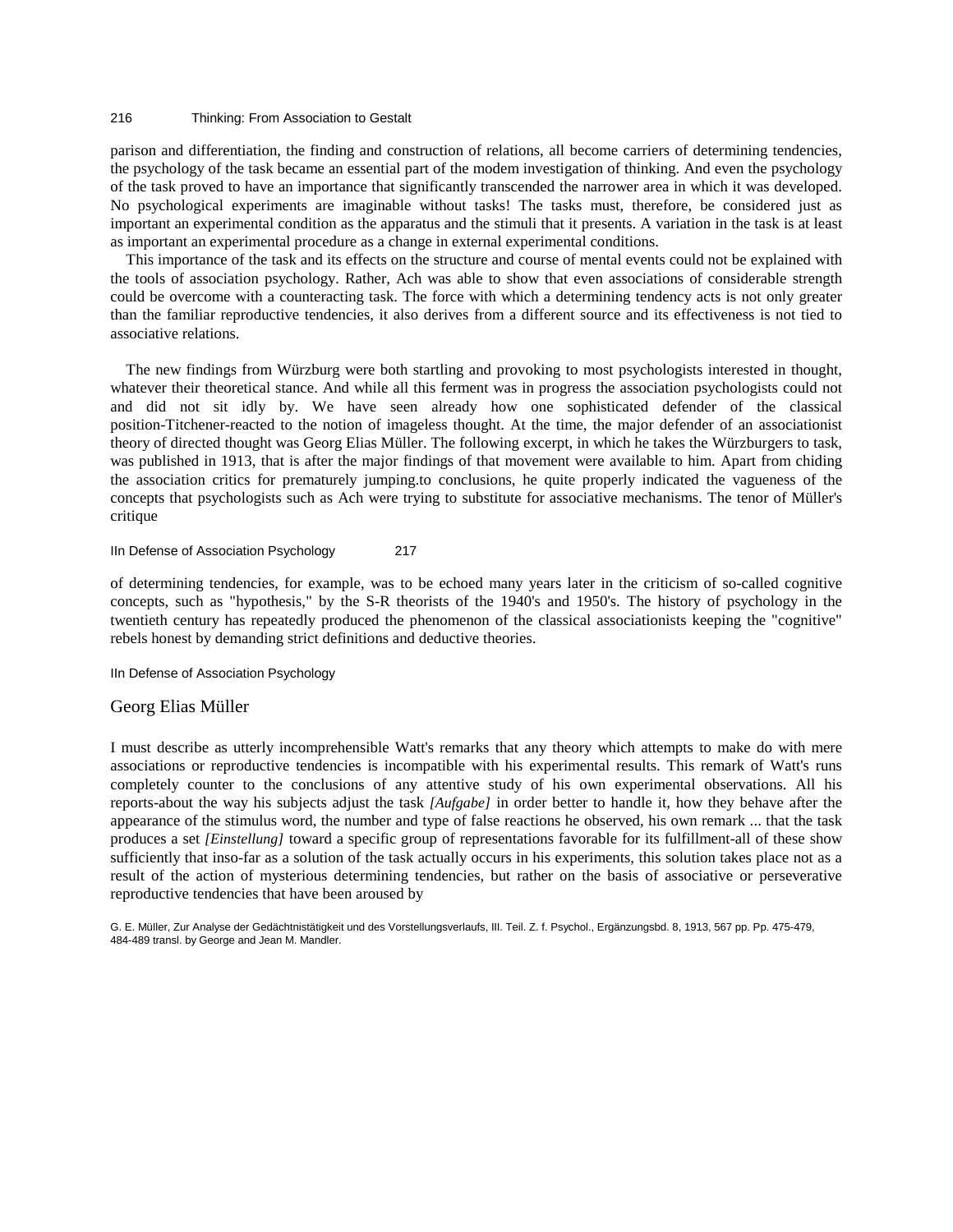parison and differentiation, the finding and construction of relations, all become carriers of determining tendencies, the psychology of the task became an essential part of the modem investigation of thinking. And even the psychology of the task proved to have an importance that significantly transcended the narrower area in which it was developed. No psychological experiments are imaginable without tasks! The tasks must, therefore, be considered just as important an experimental condition as the apparatus and the stimuli that it presents. A variation in the task is at least as important an experimental procedure as a change in external experimental conditions.

This importance of the task and its effects on the structure and course of mental events could not be explained with the tools of association psychology. Rather, Ach was able to show that even associations of considerable strength could be overcome with a counteracting task. The force with which a determining tendency acts is not only greater than the familiar reproductive tendencies, it also derives from a different source and its effectiveness is not tied to associative relations.

The new findings from Würzburg were both startling and provoking to most psychologists interested in thought, whatever their theoretical stance. And while all this ferment was in progress the association psychologists could not and did not sit idly by. We have seen already how one sophisticated defender of the classical position-Titchener-reacted to the notion of imageless thought. At the time, the major defender of an associationist theory of directed thought was Georg Elias Müller. The following excerpt, in which he takes the Würzburgers to task, was published in 1913, that is after the major findings of that movement were available to him. Apart from chiding the association critics for prematurely jumping.to conclusions, he quite properly indicated the vagueness of the concepts that psychologists such as Ach were trying to substitute for associative mechanisms. The tenor of Müller's critique of determining tendencies, for example, was to be echoed many years later in the criticism of so-called cognitive concepts, such as "hypothesis," by the S-R theorists of the 1940's and 1950's. The history of psychology in the twentieth century has repeatedly produced the phenomenon of the classical associationists keeping the "cognitive" rebels honest by demanding strict definitions and deductive theories.

## IIn Defense of Association Psychology

### Georg Elias Müller

I must describe as utterly incomprehensible Watt's remarks that any theory which attempts to make do with mere associations or reproductive tendencies is incompatible with his experimental results. This remark of Watt's runs completely counter to the conclusions of any attentive study of his own experimental observations. All his reports-about the way his subjects adjust the task *[Aufgabe]* in order better to handle it, how they behave after the appearance of the stimulus word, the number and type of false reactions he observed, his own remark ... that the task produces a set *[Einstellung]* toward a specific group of representations favorable for its fulfillment-all of these show sufficiently that inso-far as a solution of the task actually occurs in his experiments, this solution takes place not as a result of the action of mysterious determining tendencies, but rather on the basis of associative or perseverative reproductive tendencies that have been aroused by

G. E. Müller, Zur Analyse der Gedächtnistätigkeit und des Vorstellungsverlaufs, III. Teil. Z. f. Psychol., Ergänzungsbd. 8, 1913, 567 pp. Pp. 475-479, 484-489 transl. by George and Jean M. Mandler.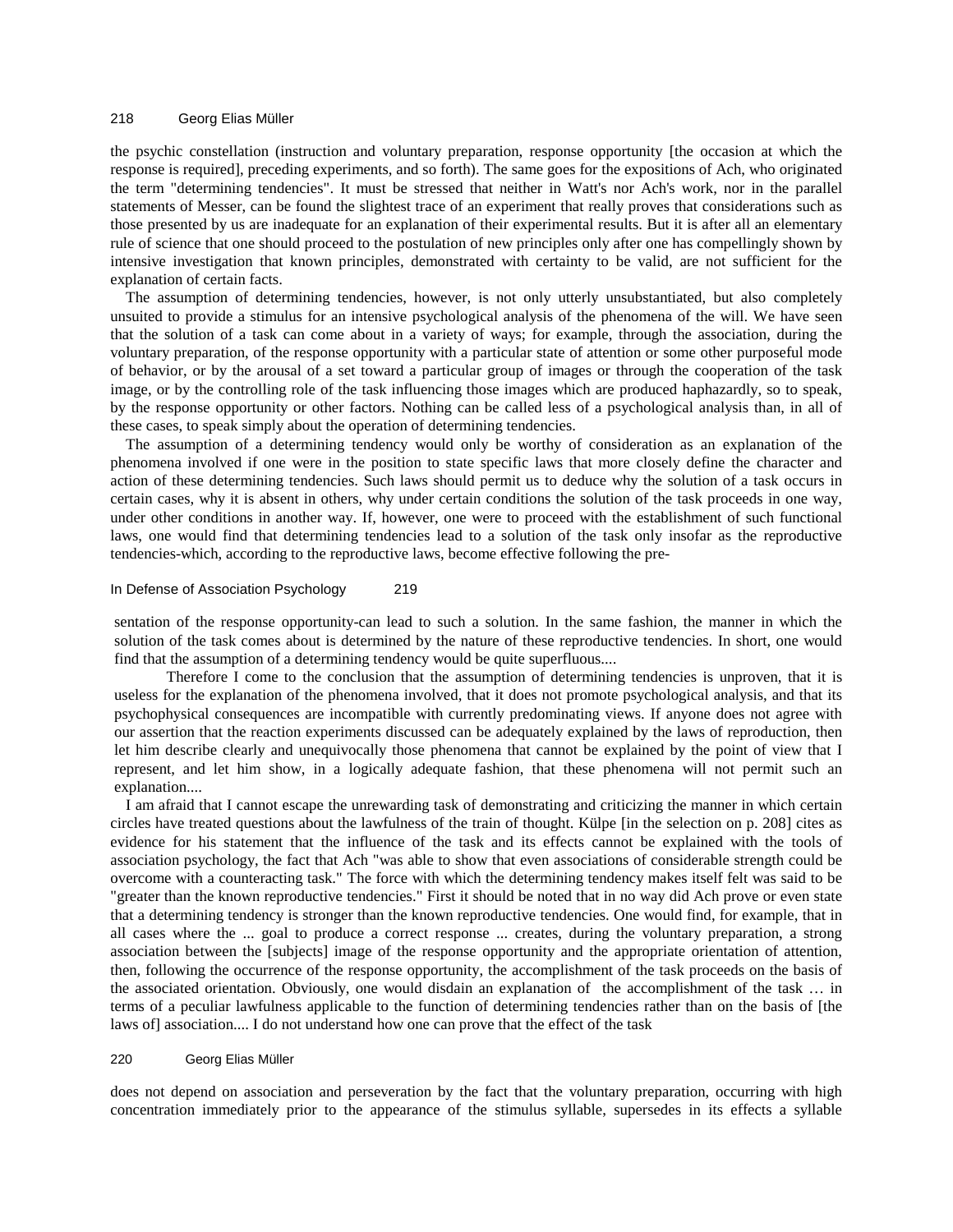the psychic constellation (instruction and voluntary preparation, response opportunity [the occasion at which the response is required], preceding experiments, and so forth). The same goes for the expositions of Ach, who originated the term "determining tendencies". It must be stressed that neither in Watt's nor Ach's work, nor in the parallel statements of Messer, can be found the slightest trace of an experiment that really proves that considerations such as those presented by us are inadequate for an explanation of their experimental results. But it is after all an elementary rule of science that one should proceed to the postulation of new principles only after one has compellingly shown by intensive investigation that known principles, demonstrated with certainty to be valid, are not sufficient for the explanation of certain facts.

The assumption of determining tendencies, however, is not only utterly unsubstantiated, but also completely unsuited to provide a stimulus for an intensive psychological analysis of the phenomena of the will. We have seen that the solution of a task can come about in a variety of ways; for example, through the association, during the voluntary preparation, of the response opportunity with a particular state of attention or some other purposeful mode of behavior, or by the arousal of a set toward a particular group of images or through the cooperation of the task image, or by the controlling role of the task influencing those images which are produced haphazardly, so to speak, by the response opportunity or other factors. Nothing can be called less of a psychological analysis than, in all of these cases, to speak simply about the operation of determining tendencies.

The assumption of a determining tendency would only be worthy of consideration as an explanation of the phenomena involved if one were in the position to state specific laws that more closely define the character and action of these determining tendencies. Such laws should permit us to deduce why the solution of a task occurs in certain cases, why it is absent in others, why under certain conditions the solution of the task proceeds in one way, under other conditions in another way. If, however, one were to proceed with the establishment of such functional laws, one would find that determining tendencies lead to a solution of the task only insofar as the reproductive tendencies-which, according to the reproductive laws, become effective following the presentation of the response opportunity-can lead to such a solution. In the same fashion, the manner in which the solution of the task comes about is determined by the nature of these reproductive tendencies. In short, one would find that the assumption of a determining tendency would be quite superfluous....

Therefore I come to the conclusion that the assumption of determining tendencies is unproven, that it is useless for the explanation of the phenomena involved, that it does not promote psychological analysis, and that its psychophysical consequences are incompatible with currently predominating views. If anyone does not agree with our assertion that the reaction experiments discussed can be adequately explained by the laws of reproduction, then let him describe clearly and unequivocally those phenomena that cannot be explained by the point of view that I represent, and let him show, in a logically adequate fashion, that these phenomena will not permit such an explanation....

I am afraid that I cannot escape the unrewarding task of demonstrating and criticizing the manner in which certain circles have treated questions about the lawfulness of the train of thought. Külpe [in the selection on p. 208] cites as evidence for his statement that the influence of the task and its effects cannot be explained with the tools of association psychology, the fact that Ach "was able to show that even associations of considerable strength could be overcome with a counteracting task." The force with which the determining tendency makes itself felt was said to be "greater than the known reproductive tendencies." First it should be noted that in no way did Ach prove or even state that a determining tendency is stronger than the known reproductive tendencies. One would find, for example, that in all cases where the ... goal to produce a correct response ... creates, during the voluntary preparation, a strong association between the [subjects] image of the response opportunity and the appropriate orientation of attention, then, following the occurrence of the response opportunity, the accomplishment of the task proceeds on the basis of the associated orientation. Obviously, one would disdain an explanation of the accomplishment of the task … in terms of a peculiar lawfulness applicable to the function of determining tendencies rather than on the basis of [the laws of] association.... I do not understand how one can prove that the effect of the task does not depend on association and perseveration by the fact that the voluntary preparation, occurring with high concentration immediately prior to the appearance of the stimulus syllable, supersedes in its effects a syllable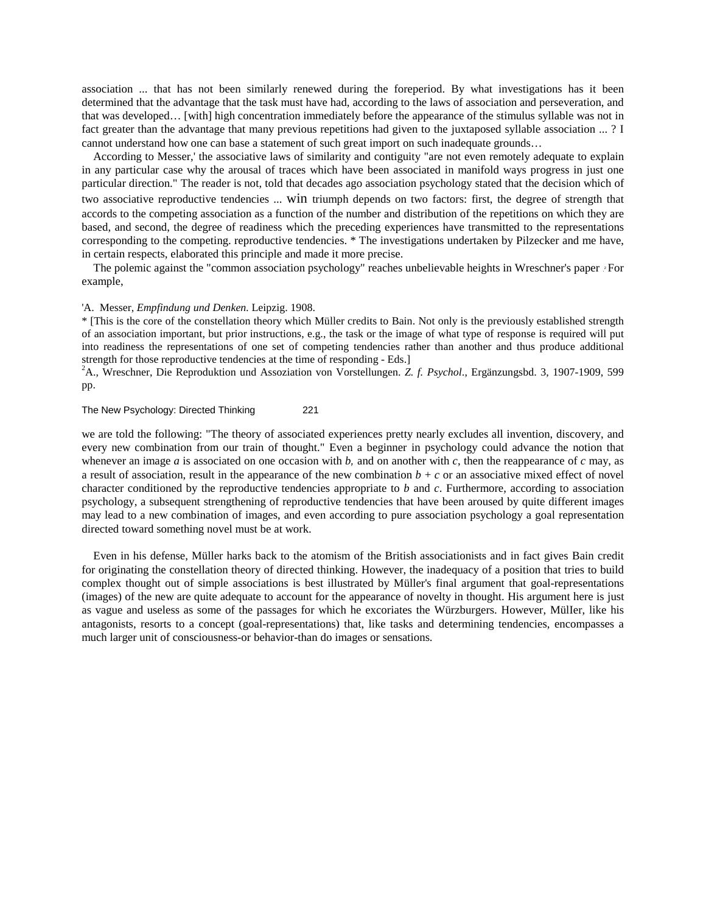association ... that has not been similarly renewed during the foreperiod. By what investigations has it been determined that the advantage that the task must have had, according to the laws of association and perseveration, and that was developed… [with] high concentration immediately before the appearance of the stimulus syllable was not in fact greater than the advantage that many previous repetitions had given to the juxtaposed syllable association ... ? I cannot understand how one can base a statement of such great import on such inadequate grounds…

According to Messer,' the associative laws of similarity and contiguity "are not even remotely adequate to explain in any particular case why the arousal of traces which have been associated in manifold ways progress in just one particular direction." The reader is not, told that decades ago association psychology stated that the decision which of two associative reproductive tendencies ... win triumph depends on two factors: first, the degree of strength that accords to the competing association as a function of the number and distribution of the repetitions on which they are based, and second, the degree of readiness which the preceding experiences have transmitted to the representations corresponding to the competing. reproductive tendencies. * The investigations undertaken by Pilzecker and me have, in certain respects, elaborated this principle and made it more precise.

The polemic against the "common association psychology" reaches unbelievable heights in Wreschner's paper [2] For example,

'A. Messer, *Empfindung und Denken*. Leipzig. 1908.

* [This is the core of the constellation theory which Müller credits to Bain. Not only is the previously established strength of an association important, but prior instructions, e.g., the task or the image of what type of response is required will put into readiness the representations of one set of competing tendencies rather than another and thus produce additional strength for those reproductive tendencies at the time of responding - Eds.]

[2]A., Wreschner, Die Reproduktion und Assoziation von Vorstellungen. *Z. f. Psychol.*, Ergänzungsbd. 3, 1907-1909, 599 pp.

we are told the following: "The theory of associated experiences pretty nearly excludes all invention, discovery, and every new combination from our train of thought." Even a beginner in psychology could advance the notion that whenever an image *a* is associated on one occasion with *b,* and on another with *c*, then the reappearance of *c* may, as a result of association, result in the appearance of the new combination *b + c* or an associative mixed effect of novel character conditioned by the reproductive tendencies appropriate to *b* and *c*. Furthermore, according to association psychology, a subsequent strengthening of reproductive tendencies that have been aroused by quite different images may lead to a new combination of images, and even according to pure association psychology a goal representation directed toward something novel must be at work.

Even in his defense, Müller harks back to the atomism of the British associationists and in fact gives Bain credit for originating the constellation theory of directed thinking. However, the inadequacy of a position that tries to build complex thought out of simple associations is best illustrated by Müller's final argument that goal-representations (images) of the new are quite adequate to account for the appearance of novelty in thought. His argument here is just as vague and useless as some of the passages for which he excoriates the Würzburgers. However, Müller, like his antagonists, resorts to a concept (goal-representations) that, like tasks and determining tendencies, encompasses a much larger unit of consciousness-or behavior-than do images or sensations.